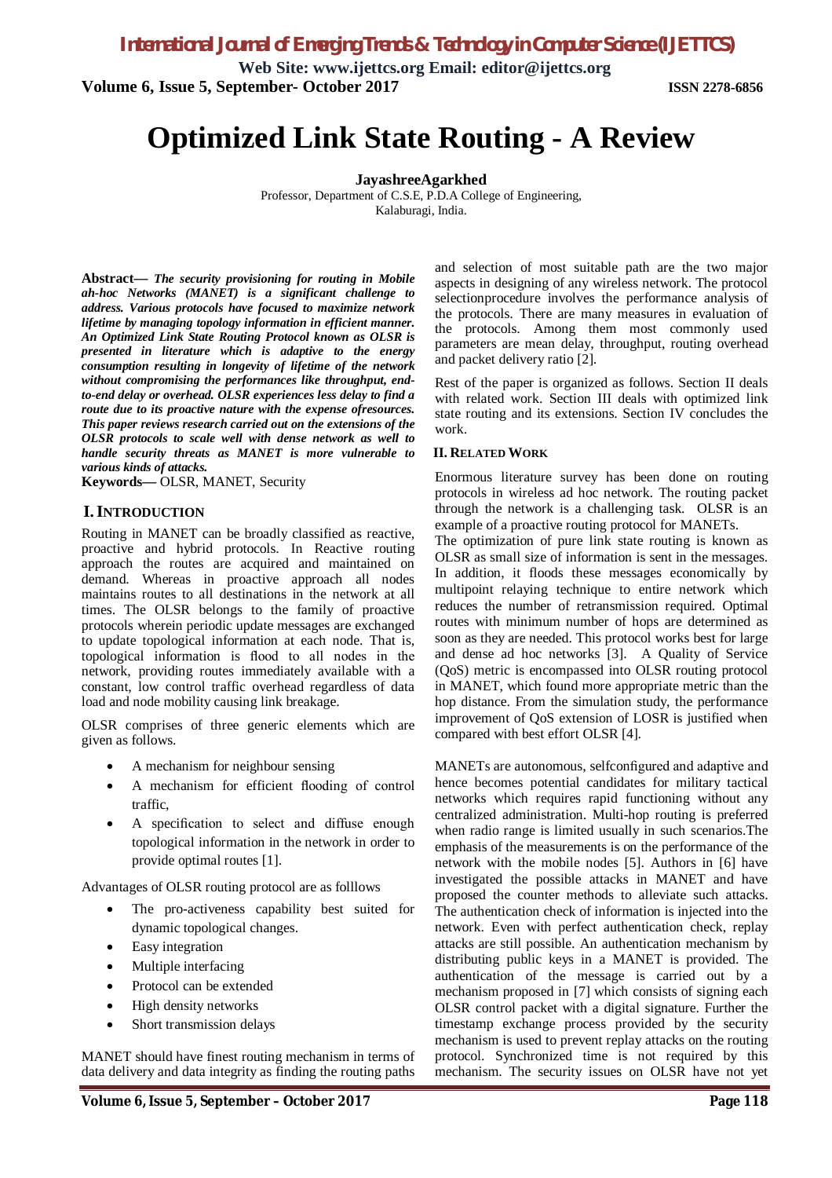# Optimized Link State Routing - A Review

**JayashreeAgarkhed**

Professor, Department of C.S.E, P.D.A College of Engineering, Kalaburagi, India.

**Abstract—** ***The security provisioning for routing in Mobile ah-hoc Networks (MANET) is a significant challenge to address. Various protocols have focused to maximize network lifetime by managing topology information in efficient manner. An Optimized Link State Routing Protocol known as OLSR is presented in literature which is adaptive to the energy consumption resulting in longevity of lifetime of the network without compromising the performances like throughput, end-to-end delay or overhead. OLSR experiences less delay to find a route due to its proactive nature with the expense ofresources. This paper reviews research carried out on the extensions of the OLSR protocols to scale well with dense network as well to handle security threats as MANET is more vulnerable to various kinds of attacks.***

**Keywords—** OLSR, MANET, Security

## I. Introduction

Routing in MANET can be broadly classified as reactive, proactive and hybrid protocols. In Reactive routing approach the routes are acquired and maintained on demand. Whereas in proactive approach all nodes maintains routes to all destinations in the network at all times. The OLSR belongs to the family of proactive protocols wherein periodic update messages are exchanged to update topological information at each node. That is, topological information is flood to all nodes in the network, providing routes immediately available with a constant, low control traffic overhead regardless of data load and node mobility causing link breakage.

OLSR comprises of three generic elements which are given as follows.

- A mechanism for neighbour sensing
- A mechanism for efficient flooding of control traffic,
- A specification to select and diffuse enough topological information in the network in order to provide optimal routes [1].

Advantages of OLSR routing protocol are as folllows

- The pro-activeness capability best suited for dynamic topological changes.
- Easy integration
- Multiple interfacing
- Protocol can be extended
- High density networks
- Short transmission delays

MANET should have finest routing mechanism in terms of data delivery and data integrity as finding the routing paths and selection of most suitable path are the two major aspects in designing of any wireless network. The protocol selectionprocedure involves the performance analysis of the protocols. There are many measures in evaluation of the protocols. Among them most commonly used parameters are mean delay, throughput, routing overhead and packet delivery ratio [2].

Rest of the paper is organized as follows. Section II deals with related work. Section III deals with optimized link state routing and its extensions. Section IV concludes the work.

## II. Related Work

Enormous literature survey has been done on routing protocols in wireless ad hoc network. The routing packet through the network is a challenging task. OLSR is an example of a proactive routing protocol for MANETs.

The optimization of pure link state routing is known as OLSR as small size of information is sent in the messages. In addition, it floods these messages economically by multipoint relaying technique to entire network which reduces the number of retransmission required. Optimal routes with minimum number of hops are determined as soon as they are needed. This protocol works best for large and dense ad hoc networks [3]. A Quality of Service (QoS) metric is encompassed into OLSR routing protocol in MANET, which found more appropriate metric than the hop distance. From the simulation study, the performance improvement of QoS extension of LOSR is justified when compared with best effort OLSR [4].

MANETs are autonomous, selfconfigured and adaptive and hence becomes potential candidates for military tactical networks which requires rapid functioning without any centralized administration. Multi-hop routing is preferred when radio range is limited usually in such scenarios.The emphasis of the measurements is on the performance of the network with the mobile nodes [5]. Authors in [6] have investigated the possible attacks in MANET and have proposed the counter methods to alleviate such attacks. The authentication check of information is injected into the network. Even with perfect authentication check, replay attacks are still possible. An authentication mechanism by distributing public keys in a MANET is provided. The authentication of the message is carried out by a mechanism proposed in [7] which consists of signing each OLSR control packet with a digital signature. Further the timestamp exchange process provided by the security mechanism is used to prevent replay attacks on the routing protocol. Synchronized time is not required by this mechanism. The security issues on OLSR have not yet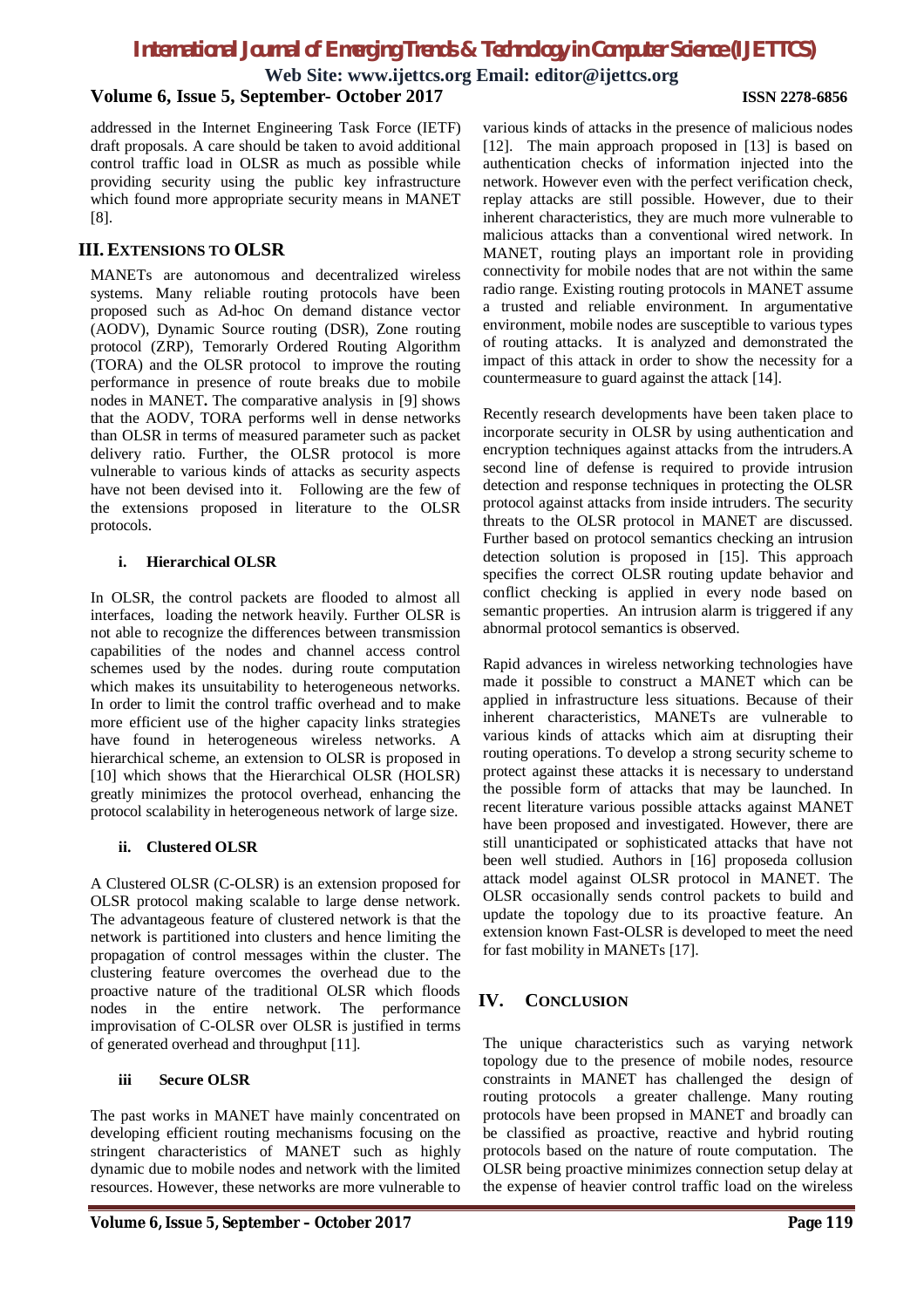addressed in the Internet Engineering Task Force (IETF) draft proposals. A care should be taken to avoid additional control traffic load in OLSR as much as possible while providing security using the public key infrastructure which found more appropriate security means in MANET [8].

## III. EXTENSIONS TO OLSR

MANETs are autonomous and decentralized wireless systems. Many reliable routing protocols have been proposed such as Ad-hoc On demand distance vector (AODV), Dynamic Source routing (DSR), Zone routing protocol (ZRP), Temorarly Ordered Routing Algorithm (TORA) and the OLSR protocol to improve the routing performance in presence of route breaks due to mobile nodes in MANET**.** The comparative analysis in [9] shows that the AODV, TORA performs well in dense networks than OLSR in terms of measured parameter such as packet delivery ratio. Further, the OLSR protocol is more vulnerable to various kinds of attacks as security aspects have not been devised into it. Following are the few of the extensions proposed in literature to the OLSR protocols.

### i. Hierarchical OLSR

In OLSR, the control packets are flooded to almost all interfaces, loading the network heavily. Further OLSR is not able to recognize the differences between transmission capabilities of the nodes and channel access control schemes used by the nodes. during route computation which makes its unsuitability to heterogeneous networks. In order to limit the control traffic overhead and to make more efficient use of the higher capacity links strategies have found in heterogeneous wireless networks. A hierarchical scheme, an extension to OLSR is proposed in [10] which shows that the Hierarchical OLSR (HOLSR) greatly minimizes the protocol overhead, enhancing the protocol scalability in heterogeneous network of large size.

### ii. Clustered OLSR

A Clustered OLSR (C-OLSR) is an extension proposed for OLSR protocol making scalable to large dense network. The advantageous feature of clustered network is that the network is partitioned into clusters and hence limiting the propagation of control messages within the cluster. The clustering feature overcomes the overhead due to the proactive nature of the traditional OLSR which floods nodes in the entire network. The performance improvisation of C-OLSR over OLSR is justified in terms of generated overhead and throughput [11].

### iii Secure OLSR

The past works in MANET have mainly concentrated on developing efficient routing mechanisms focusing on the stringent characteristics of MANET such as highly dynamic due to mobile nodes and network with the limited resources. However, these networks are more vulnerable to various kinds of attacks in the presence of malicious nodes [12]. The main approach proposed in [13] is based on authentication checks of information injected into the network. However even with the perfect verification check, replay attacks are still possible. However, due to their inherent characteristics, they are much more vulnerable to malicious attacks than a conventional wired network. In MANET, routing plays an important role in providing connectivity for mobile nodes that are not within the same radio range. Existing routing protocols in MANET assume a trusted and reliable environment. In argumentative environment, mobile nodes are susceptible to various types of routing attacks. It is analyzed and demonstrated the impact of this attack in order to show the necessity for a countermeasure to guard against the attack [14].

Recently research developments have been taken place to incorporate security in OLSR by using authentication and encryption techniques against attacks from the intruders.A second line of defense is required to provide intrusion detection and response techniques in protecting the OLSR protocol against attacks from inside intruders. The security threats to the OLSR protocol in MANET are discussed. Further based on protocol semantics checking an intrusion detection solution is proposed in [15]. This approach specifies the correct OLSR routing update behavior and conflict checking is applied in every node based on semantic properties. An intrusion alarm is triggered if any abnormal protocol semantics is observed.

Rapid advances in wireless networking technologies have made it possible to construct a MANET which can be applied in infrastructure less situations. Because of their inherent characteristics, MANETs are vulnerable to various kinds of attacks which aim at disrupting their routing operations. To develop a strong security scheme to protect against these attacks it is necessary to understand the possible form of attacks that may be launched. In recent literature various possible attacks against MANET have been proposed and investigated. However, there are still unanticipated or sophisticated attacks that have not been well studied. Authors in [16] proposeda collusion attack model against OLSR protocol in MANET. The OLSR occasionally sends control packets to build and update the topology due to its proactive feature. An extension known Fast-OLSR is developed to meet the need for fast mobility in MANETs [17].

## IV. CONCLUSION

The unique characteristics such as varying network topology due to the presence of mobile nodes, resource constraints in MANET has challenged the design of routing protocols a greater challenge. Many routing protocols have been propsed in MANET and broadly can be classified as proactive, reactive and hybrid routing protocols based on the nature of route computation. The OLSR being proactive minimizes connection setup delay at the expense of heavier control traffic load on the wireless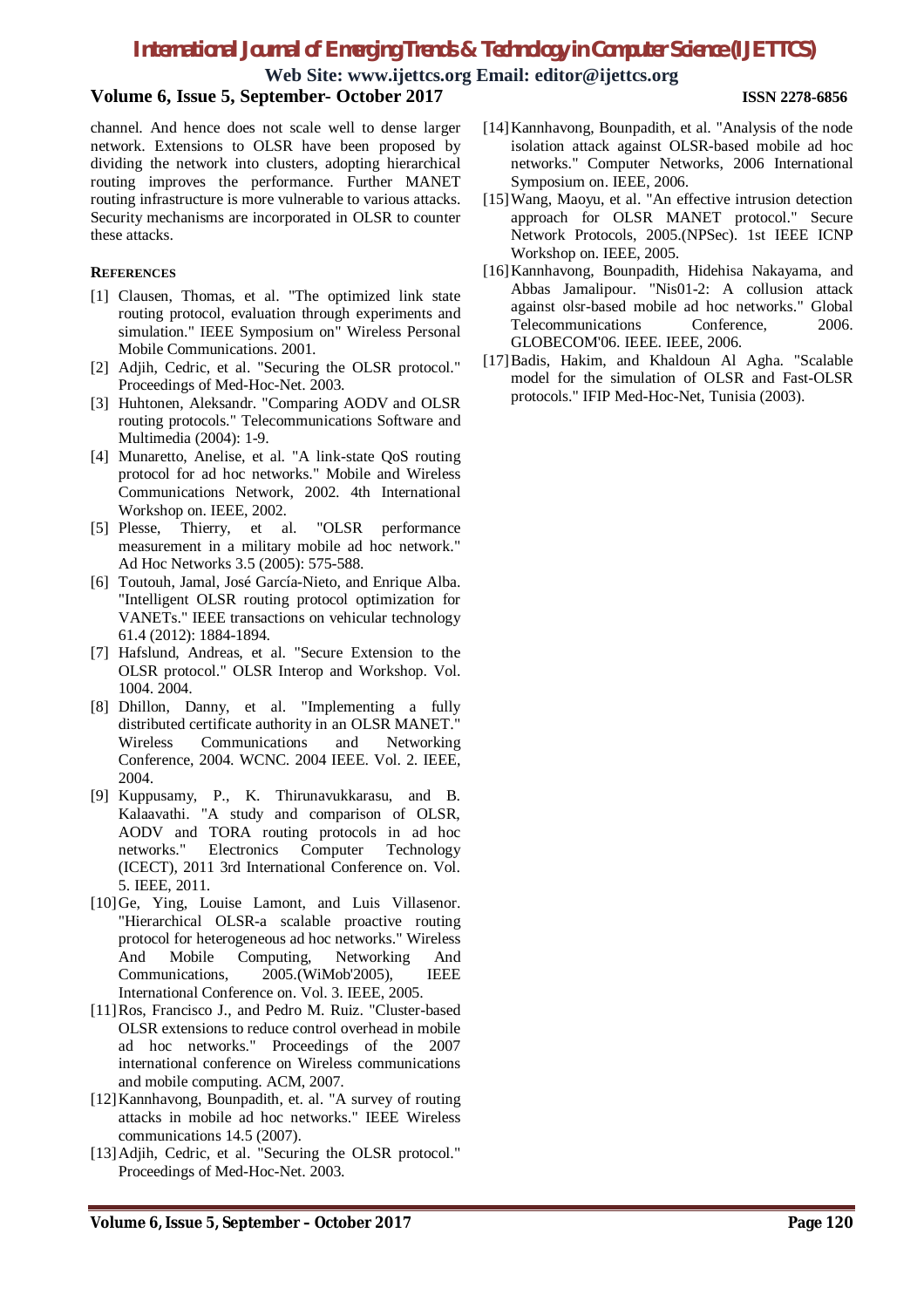channel. And hence does not scale well to dense larger network. Extensions to OLSR have been proposed by dividing the network into clusters, adopting hierarchical routing improves the performance. Further MANET routing infrastructure is more vulnerable to various attacks. Security mechanisms are incorporated in OLSR to counter these attacks.

## REFERENCES

[1] Clausen, Thomas, et al. "The optimized link state routing protocol, evaluation through experiments and simulation." IEEE Symposium on" Wireless Personal Mobile Communications. 2001.

[2] Adjih, Cedric, et al. "Securing the OLSR protocol." Proceedings of Med-Hoc-Net. 2003.

[3] Huhtonen, Aleksandr. "Comparing AODV and OLSR routing protocols." Telecommunications Software and Multimedia (2004): 1-9.

[4] Munaretto, Anelise, et al. "A link-state QoS routing protocol for ad hoc networks." Mobile and Wireless Communications Network, 2002. 4th International Workshop on. IEEE, 2002.

[5] Plesse, Thierry, et al. "OLSR performance measurement in a military mobile ad hoc network." Ad Hoc Networks 3.5 (2005): 575-588.

[6] Toutouh, Jamal, José García-Nieto, and Enrique Alba. "Intelligent OLSR routing protocol optimization for VANETs." IEEE transactions on vehicular technology 61.4 (2012): 1884-1894.

[7] Hafslund, Andreas, et al. "Secure Extension to the OLSR protocol." OLSR Interop and Workshop. Vol. 1004. 2004.

[8] Dhillon, Danny, et al. "Implementing a fully distributed certificate authority in an OLSR MANET." Wireless Communications and Networking Conference, 2004. WCNC. 2004 IEEE. Vol. 2. IEEE, 2004.

[9] Kuppusamy, P., K. Thirunavukkarasu, and B. Kalaavathi. "A study and comparison of OLSR, AODV and TORA routing protocols in ad hoc networks." Electronics Computer Technology (ICECT), 2011 3rd International Conference on. Vol. 5. IEEE, 2011.

[10] Ge, Ying, Louise Lamont, and Luis Villasenor. "Hierarchical OLSR-a scalable proactive routing protocol for heterogeneous ad hoc networks." Wireless And Mobile Computing, Networking And Communications, 2005.(WiMob'2005), IEEE International Conference on. Vol. 3. IEEE, 2005.

[11] Ros, Francisco J., and Pedro M. Ruiz. "Cluster-based OLSR extensions to reduce control overhead in mobile ad hoc networks." Proceedings of the 2007 international conference on Wireless communications and mobile computing. ACM, 2007.

[12] Kannhavong, Bounpadith, et. al. "A survey of routing attacks in mobile ad hoc networks." IEEE Wireless communications 14.5 (2007).

[13] Adjih, Cedric, et al. "Securing the OLSR protocol." Proceedings of Med-Hoc-Net. 2003.

[14] Kannhavong, Bounpadith, et al. "Analysis of the node isolation attack against OLSR-based mobile ad hoc networks." Computer Networks, 2006 International Symposium on. IEEE, 2006.

[15] Wang, Maoyu, et al. "An effective intrusion detection approach for OLSR MANET protocol." Secure Network Protocols, 2005.(NPSec). 1st IEEE ICNP Workshop on. IEEE, 2005.

[16] Kannhavong, Bounpadith, Hidehisa Nakayama, and Abbas Jamalipour. "Nis01-2: A collusion attack against olsr-based mobile ad hoc networks." Global Telecommunications Conference, 2006. GLOBECOM'06. IEEE. IEEE, 2006.

[17] Badis, Hakim, and Khaldoun Al Agha. "Scalable model for the simulation of OLSR and Fast-OLSR protocols." IFIP Med-Hoc-Net, Tunisia (2003).